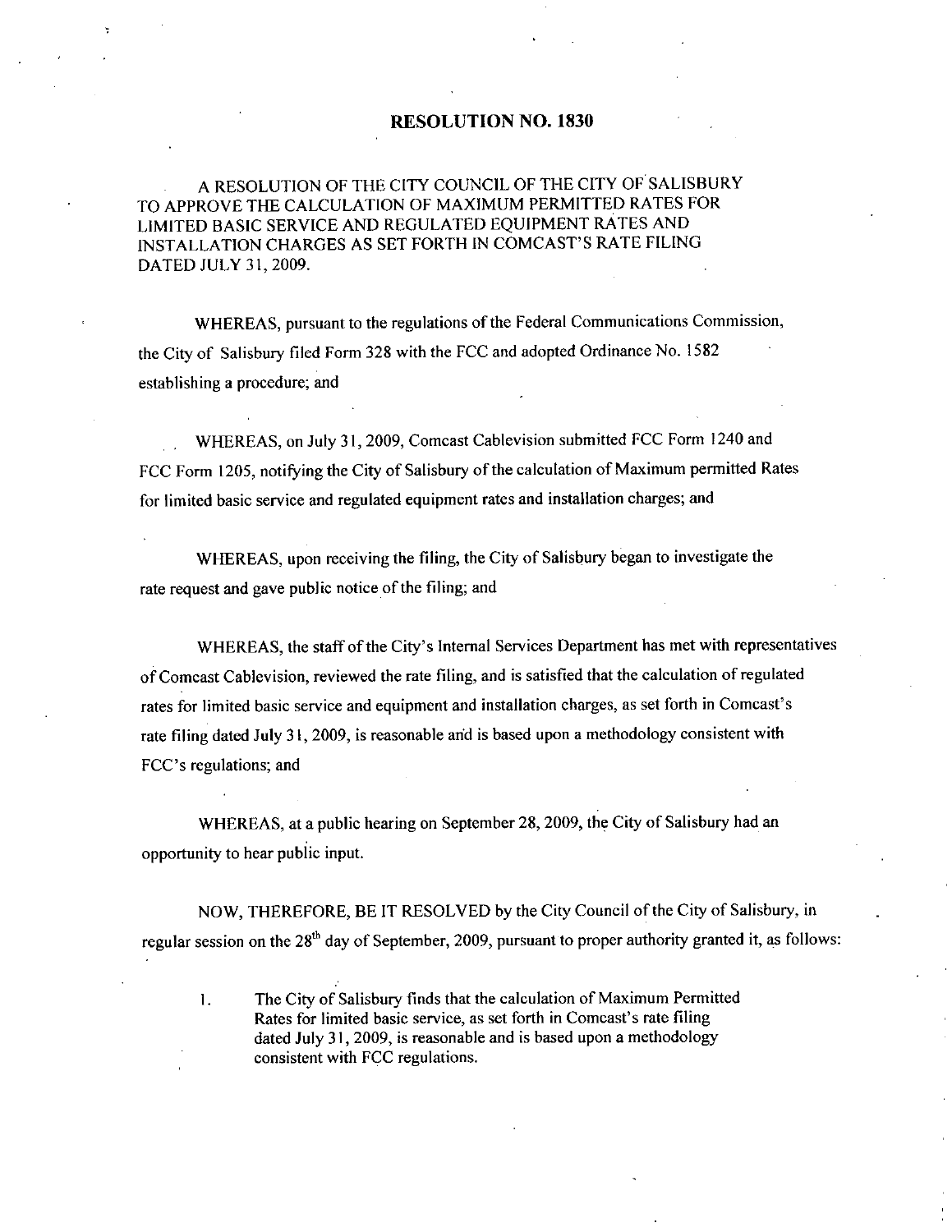# RESOLUTION NO. 1830

A RESOLUTION OF THE CITY COUNCIL OF THE CITY OF SALISBURY TO APPROVE THE CALCULATION OF MAXIMUM PERMITTED RATES FOR LIMITED BASIC SERVICE AND REGULATED EQUIPMENT RATES AND INSTALLATION CHARGES AS SET FORTH IN COMCAST'S RATE FILING DATED JULY 31, 2009.

WHEREAS, pursuant to the regulations of the Federal Communications Commission, the City of Salisbury filed Form 328 with the FCC and adopted Ordinance No. 1582 establishing a procedure; and

WHEREAS, on July 31, 2009, Comcast Cablevision submitted FCC Form 1240 and FCC Form 1205, notifying the City of Salisbury of the calculation of Maximum permitted Rates for limited basic service and regulated equipment rates and installation charges; and

WHEREAS, upon receiving the filing, the City of Salisbury began to investigate the rate request and gave public notice of the filing; and

WHEREAS, the staff of the City's Internal Services Department has met with representatives of Comcast Cablevision, reviewed the rate filing, and is satisfied that the calculation of regulated rates for limited basic service and equipment and installation charges, as set forth in Comcast's rate filing dated July 31, 2009, is reasonable and is based upon a methodology consistent with FCC's regulations; and

WHEREAS, at a public hearing on September 28, 2009, the City of Salisbury had an opportunity to hear public input.

NOW, THEREFORE, BE IT RESOLVED by the City Council of the City of Salisbury, in regular session on the 28th day of September, 2009, pursuant to proper authority granted it, as follows:

1. The City of Salisbury finds that the calculation of Maximum Permitted Rates for limited basic service, as set forth in Comcast's rate filing dated July 31, 2009, is reasonable and is based upon a methodology consistent with FCC regulations.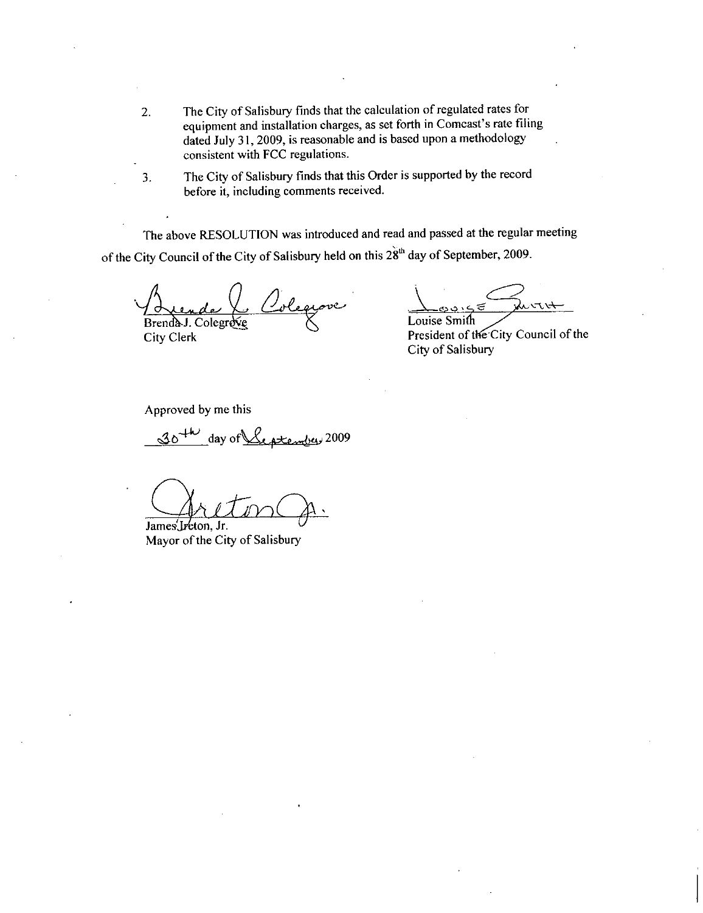2. The City of Salisbury finds that the calculation of regulated rates for equipment and installation charges, as set forth in Comcast's rate filing dated July 31, 2009, is reasonable and is based upon a methodology consistent with FCC regulations.

3. The City of Salisbury finds that this Order is supported by the record before it, including comments received.

The above RESOLUTION was introduced and read and passed at the regular meeting of the City Council of the City of Salisbury held on this 28th day of September, 2009.

Brenda J. Colegrove
City Clerk

Louise Smith
President of the City Council of the City of Salisbury

Approved by me this

30th day of September 2009

James Ireton, Jr.
Mayor of the City of Salisbury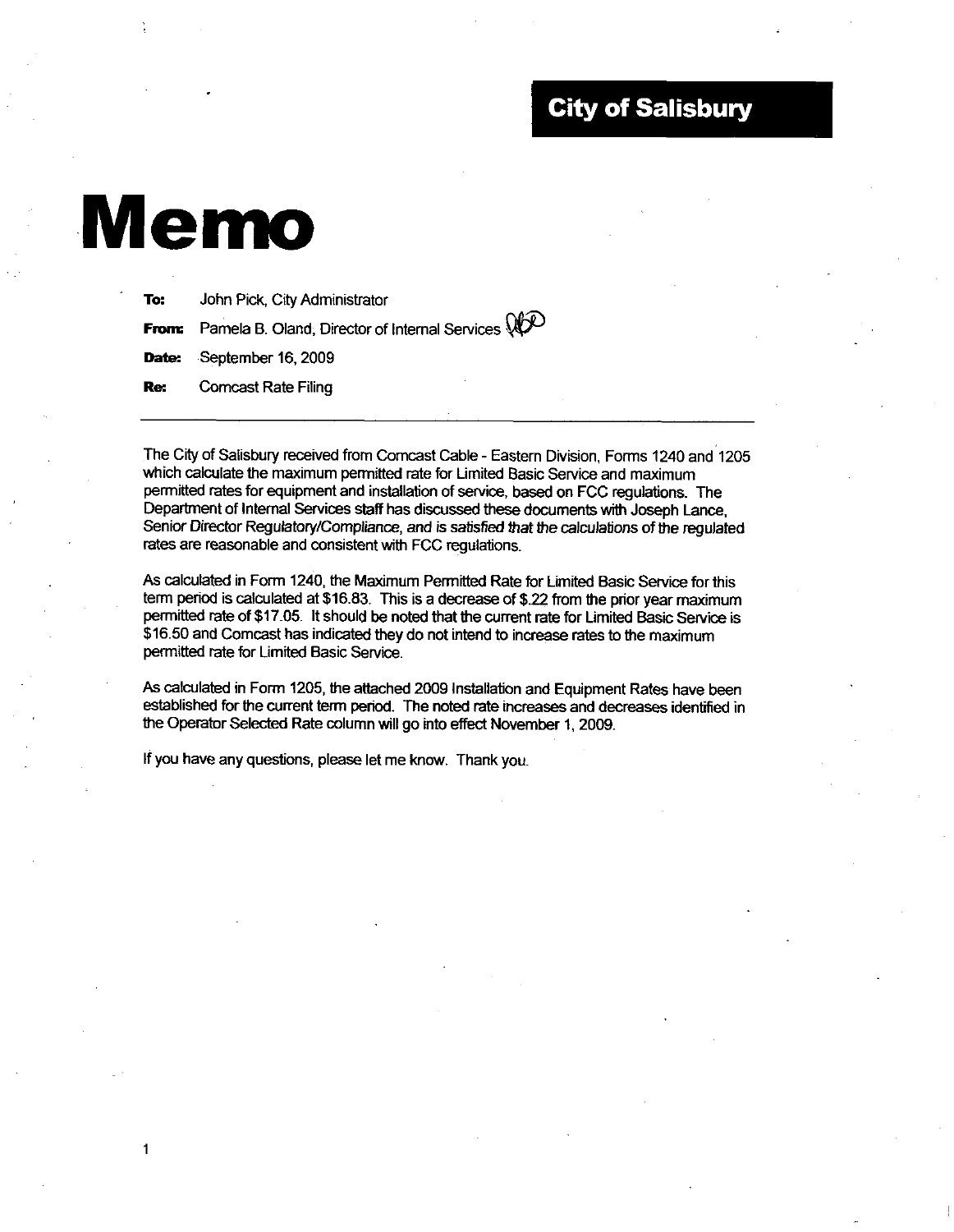**City of Salisbury**

# Memo

**To:** John Pick, City Administrator

**From:** Pamela B. Oland, Director of Internal Services

**Date:** September 16, 2009

**Re:** Comcast Rate Filing

---

The City of Salisbury received from Comcast Cable - Eastern Division, Forms 1240 and 1205 which calculate the maximum permitted rate for Limited Basic Service and maximum permitted rates for equipment and installation of service, based on FCC regulations. The Department of Internal Services staff has discussed these documents with Joseph Lance, Senior Director Regulatory/Compliance, and is satisfied that the calculations of the regulated rates are reasonable and consistent with FCC regulations.

As calculated in Form 1240, the Maximum Permitted Rate for Limited Basic Service for this term period is calculated at $16.83. This is a decrease of $.22 from the prior year maximum permitted rate of $17.05. It should be noted that the current rate for Limited Basic Service is $16.50 and Comcast has indicated they do not intend to increase rates to the maximum permitted rate for Limited Basic Service.

As calculated in Form 1205, the attached 2009 Installation and Equipment Rates have been established for the current term period. The noted rate increases and decreases identified in the Operator Selected Rate column will go into effect November 1, 2009.

If you have any questions, please let me know. Thank you.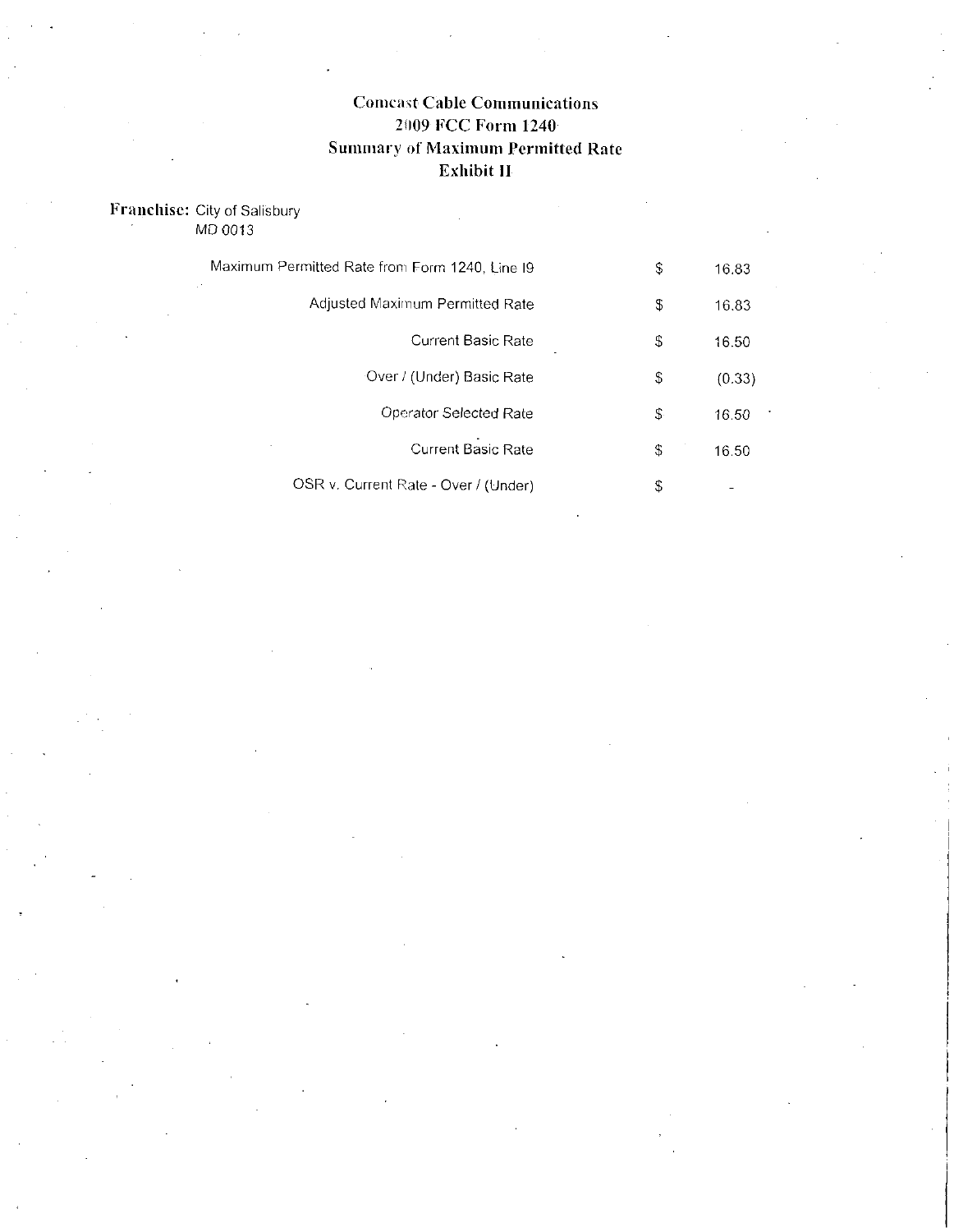# Comcast Cable Communications
## 2009 FCC Form 1240
## Summary of Maximum Permitted Rate
## Exhibit II

**Franchise:** City of Salisbury
MD 0013

| | | |
|---|---|---|
| Maximum Permitted Rate from Form 1240, Line I9 | $ | 16.83 |
| Adjusted Maximum Permitted Rate | $ | 16.83 |
| Current Basic Rate | $ | 16.50 |
| Over / (Under) Basic Rate | $ | (0.33) |
| Operator Selected Rate | $ | 16.50 |
| Current Basic Rate | $ | 16.50 |
| OSR v. Current Rate - Over / (Under) | $ | - |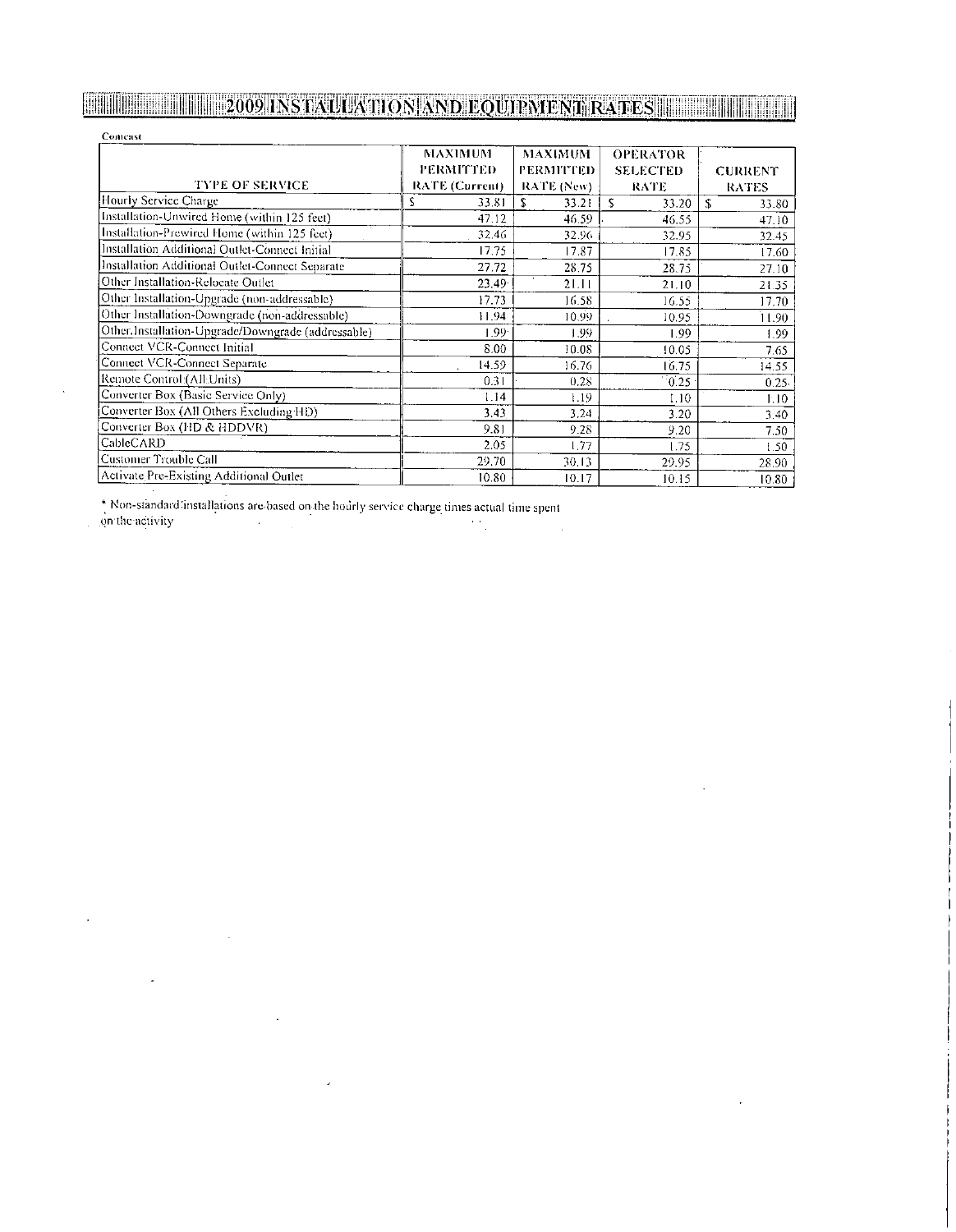# 2009 INSTALLATION AND EQUIPMENT RATES

Comcast

| TYPE OF SERVICE | MAXIMUM PERMITTED RATE (Current) | MAXIMUM PERMITTED RATE (New) | OPERATOR SELECTED RATE | CURRENT RATES |
|---|---|---|---|---|
| Hourly Service Charge | $ 33.81 | $ 33.21 | $ 33.20 | $ 33.80 |
| Installation-Unwired Home (within 125 feet) | 47.12 | 46.59 | 46.55 | 47.10 |
| Installation-Prewired Home (within 125 feet) | 32.46 | 32.96 | 32.95 | 32.45 |
| Installation Additional Outlet-Connect Initial | 17.75 | 17.87 | 17.85 | 17.60 |
| Installation Additional Outlet-Connect Separate | 27.72 | 28.75 | 28.75 | 27.10 |
| Other Installation-Relocate Outlet | 23.49 | 21.11 | 21.10 | 21.35 |
| Other Installation-Upgrade (non-addressable) | 17.73 | 16.58 | 16.55 | 17.70 |
| Other Installation-Downgrade (non-addressable) | 11.94 | 10.99 | 10.95 | 11.90 |
| Other Installation-Upgrade/Downgrade (addressable) | 1.99 | 1.99 | 1.99 | 1.99 |
| Connect VCR-Connect Initial | 8.00 | 10.08 | 10.05 | 7.65 |
| Connect VCR-Connect Separate | 14.59 | 16.76 | 16.75 | 14.55 |
| Remote Control (All Units) | 0.31 | 0.28 | 0.25 | 0.25 |
| Converter Box (Basic Service Only) | 1.14 | 1.19 | 1.10 | 1.10 |
| Converter Box (All Others Excluding HD) | 3.43 | 3.24 | 3.20 | 3.40 |
| Converter Box (HD & HDDVR) | 9.81 | 9.28 | 9.20 | 7.50 |
| CableCARD | 2.05 | 1.77 | 1.75 | 1.50 |
| Customer Trouble Call | 29.70 | 30.13 | 29.95 | 28.90 |
| Activate Pre-Existing Additional Outlet | 10.80 | 10.17 | 10.15 | 10.80 |

* Non-standard installations are based on the hourly service charge times actual time spent on the activity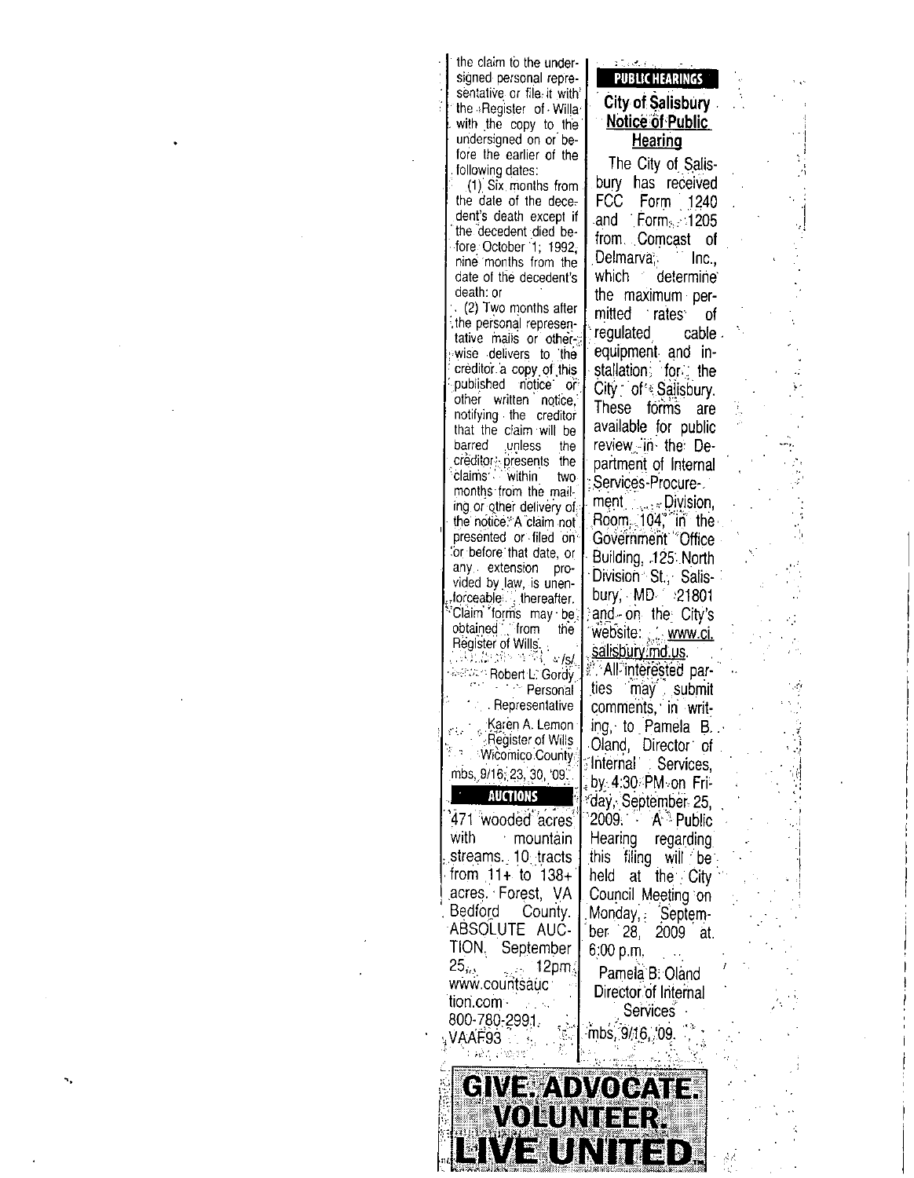the claim to the undersigned personal representative or file it with the Register of Wills with the copy to the undersigned on or before the earlier of the following dates:

(1) Six months from the date of the decedent's death except if the decedent died before October 1, 1992, nine months from the date of the decedent's death; or

(2) Two months after the personal representative mails or otherwise delivers to the creditor a copy of this published notice or other written notice, notifying the creditor that the claim will be barred unless the creditor presents the claims within two months from the mailing or other delivery of the notice. A claim not presented or filed on or before that date, or any extension provided by law, is unenforceable thereafter. Claim forms may be obtained from the Register of Wills.

/s/
Robert L. Gordy
Personal Representative

Karen A. Lemon
Register of Wills
Wicomico County

mbs, 9/16, 23, 30, '09.

**AUCTIONS**

471 wooded acres with mountain streams. 10 tracts from 11+ to 138+ acres. Forest, VA Bedford County. ABSOLUTE AUCTION. September 25, 12pm. www.countsauction.com 800-780-2991. VAAF93

**PUBLIC HEARINGS**

## City of Salisbury

## Notice of Public Hearing

The City of Salisbury has received FCC Form 1240 and Form 1205 from Comcast of Delmarva, Inc., which determine the maximum permitted rates of regulated cable equipment and installation for the City of Salisbury. These forms are available for public review in the Department of Internal Services-Procurement Division, Room 104, in the Government Office Building, 125 North Division St., Salisbury, MD 21801 and on the City's website: www.ci.salisbury.md.us.

All interested parties may submit comments, in writing, to Pamela B. Oland, Director of Internal Services, by 4:30 PM on Friday, September 25, 2009. A Public Hearing regarding this filing will be held at the City Council Meeting on Monday, September 28, 2009 at 6:00 p.m.

Pamela B. Oland
Director of Internal Services

mbs, 9/16, '09.

**GIVE. ADVOCATE. VOLUNTEER. LIVE UNITED.**